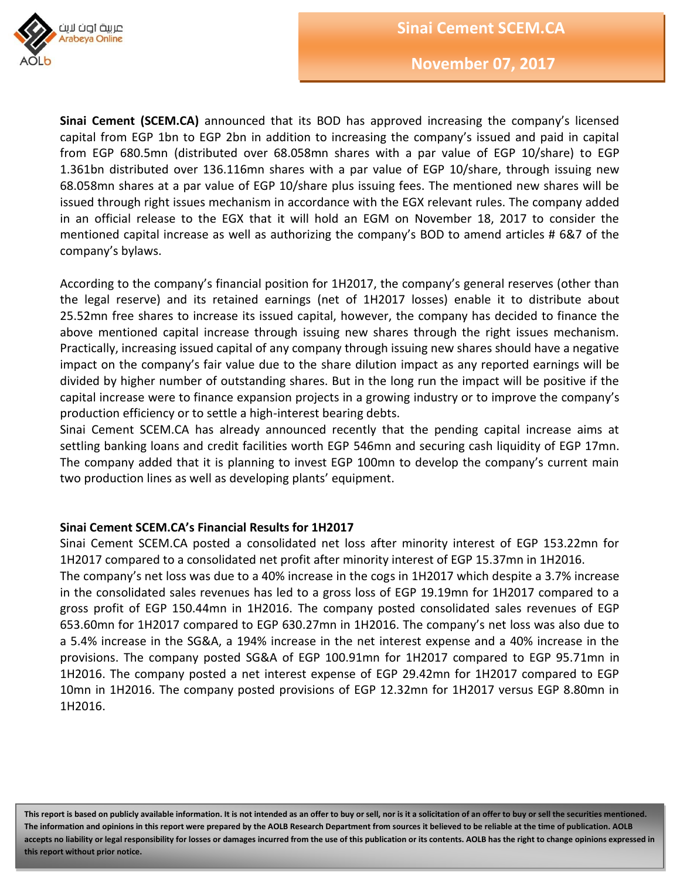# Sinai Cement SCEM.CA

**November 07, 2017**

**Sinai Cement (SCEM.CA)** announced that its BOD has approved increasing the company's licensed capital from EGP 1bn to EGP 2bn in addition to increasing the company's issued and paid in capital from EGP 680.5mn (distributed over 68.058mn shares with a par value of EGP 10/share) to EGP 1.361bn distributed over 136.116mn shares with a par value of EGP 10/share, through issuing new 68.058mn shares at a par value of EGP 10/share plus issuing fees. The mentioned new shares will be issued through right issues mechanism in accordance with the EGX relevant rules. The company added in an official release to the EGX that it will hold an EGM on November 18, 2017 to consider the mentioned capital increase as well as authorizing the company's BOD to amend articles # 6&7 of the company's bylaws.

According to the company's financial position for 1H2017, the company's general reserves (other than the legal reserve) and its retained earnings (net of 1H2017 losses) enable it to distribute about 25.52mn free shares to increase its issued capital, however, the company has decided to finance the above mentioned capital increase through issuing new shares through the right issues mechanism. Practically, increasing issued capital of any company through issuing new shares should have a negative impact on the company's fair value due to the share dilution impact as any reported earnings will be divided by higher number of outstanding shares. But in the long run the impact will be positive if the capital increase were to finance expansion projects in a growing industry or to improve the company's production efficiency or to settle a high-interest bearing debts.

Sinai Cement SCEM.CA has already announced recently that the pending capital increase aims at settling banking loans and credit facilities worth EGP 546mn and securing cash liquidity of EGP 17mn. The company added that it is planning to invest EGP 100mn to develop the company's current main two production lines as well as developing plants' equipment.

**Sinai Cement SCEM.CA's Financial Results for 1H2017**

Sinai Cement SCEM.CA posted a consolidated net loss after minority interest of EGP 153.22mn for 1H2017 compared to a consolidated net profit after minority interest of EGP 15.37mn in 1H2016.

The company's net loss was due to a 40% increase in the cogs in 1H2017 which despite a 3.7% increase in the consolidated sales revenues has led to a gross loss of EGP 19.19mn for 1H2017 compared to a gross profit of EGP 150.44mn in 1H2016. The company posted consolidated sales revenues of EGP 653.60mn for 1H2017 compared to EGP 630.27mn in 1H2016. The company's net loss was also due to a 5.4% increase in the SG&A, a 194% increase in the net interest expense and a 40% increase in the provisions. The company posted SG&A of EGP 100.91mn for 1H2017 compared to EGP 95.71mn in 1H2016. The company posted a net interest expense of EGP 29.42mn for 1H2017 compared to EGP 10mn in 1H2016. The company posted provisions of EGP 12.32mn for 1H2017 versus EGP 8.80mn in 1H2016.

**This report is based on publicly available information. It is not intended as an offer to buy or sell, nor is it a solicitation of an offer to buy or sell the securities mentioned. The information and opinions in this report were prepared by the AOLB Research Department from sources it believed to be reliable at the time of publication. AOLB accepts no liability or legal responsibility for losses or damages incurred from the use of this publication or its contents. AOLB has the right to change opinions expressed in this report without prior notice.**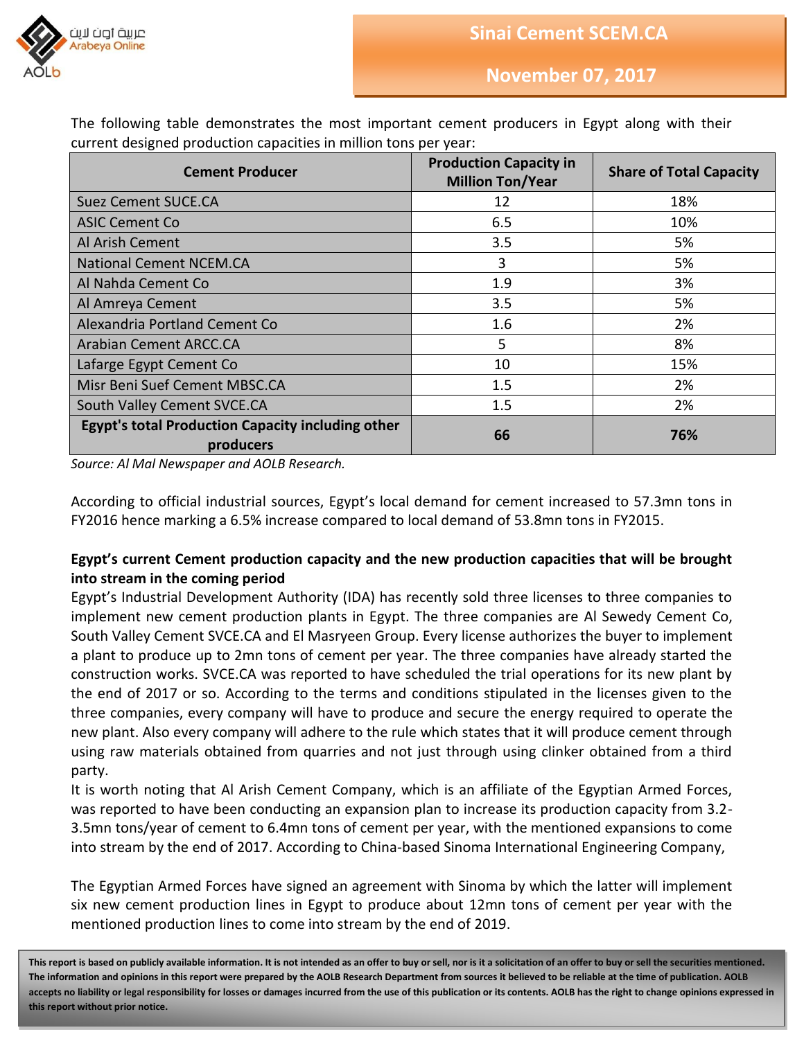The following table demonstrates the most important cement producers in Egypt along with their current designed production capacities in million tons per year:

| Cement Producer | Production Capacity in Million Ton/Year | Share of Total Capacity |
|---|---|---|
| Suez Cement SUCE.CA | 12 | 18% |
| ASIC Cement Co | 6.5 | 10% |
| Al Arish Cement | 3.5 | 5% |
| National Cement NCEM.CA | 3 | 5% |
| Al Nahda Cement Co | 1.9 | 3% |
| Al Amreya Cement | 3.5 | 5% |
| Alexandria Portland Cement Co | 1.6 | 2% |
| Arabian Cement ARCC.CA | 5 | 8% |
| Lafarge Egypt Cement Co | 10 | 15% |
| Misr Beni Suef Cement MBSC.CA | 1.5 | 2% |
| South Valley Cement SVCE.CA | 1.5 | 2% |
| **Egypt's total Production Capacity including other producers** | **66** | **76%** |

*Source: Al Mal Newspaper and AOLB Research.*

According to official industrial sources, Egypt's local demand for cement increased to 57.3mn tons in FY2016 hence marking a 6.5% increase compared to local demand of 53.8mn tons in FY2015.

**Egypt's current Cement production capacity and the new production capacities that will be brought into stream in the coming period**

Egypt's Industrial Development Authority (IDA) has recently sold three licenses to three companies to implement new cement production plants in Egypt. The three companies are Al Sewedy Cement Co, South Valley Cement SVCE.CA and El Masryeen Group. Every license authorizes the buyer to implement a plant to produce up to 2mn tons of cement per year. The three companies have already started the construction works. SVCE.CA was reported to have scheduled the trial operations for its new plant by the end of 2017 or so. According to the terms and conditions stipulated in the licenses given to the three companies, every company will have to produce and secure the energy required to operate the new plant. Also every company will adhere to the rule which states that it will produce cement through using raw materials obtained from quarries and not just through using clinker obtained from a third party.

It is worth noting that Al Arish Cement Company, which is an affiliate of the Egyptian Armed Forces, was reported to have been conducting an expansion plan to increase its production capacity from 3.2-3.5mn tons/year of cement to 6.4mn tons of cement per year, with the mentioned expansions to come into stream by the end of 2017. According to China-based Sinoma International Engineering Company,

The Egyptian Armed Forces have signed an agreement with Sinoma by which the latter will implement six new cement production lines in Egypt to produce about 12mn tons of cement per year with the mentioned production lines to come into stream by the end of 2019.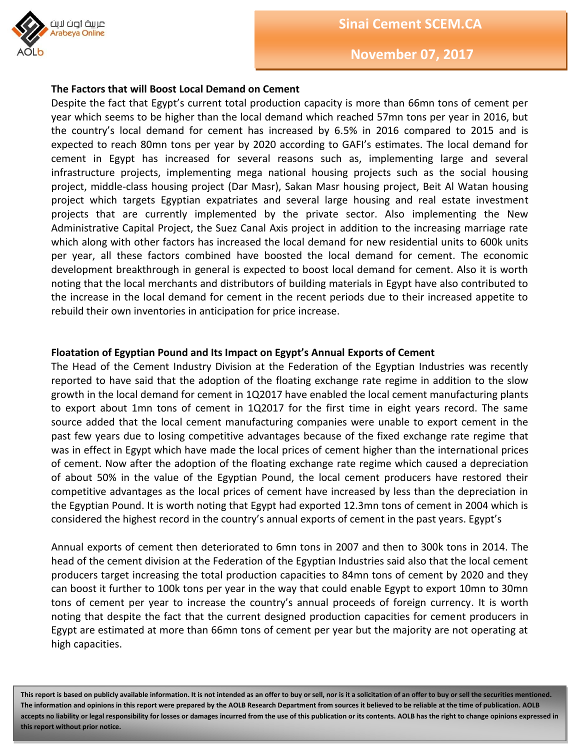### The Factors that will Boost Local Demand on Cement

Despite the fact that Egypt's current total production capacity is more than 66mn tons of cement per year which seems to be higher than the local demand which reached 57mn tons per year in 2016, but the country's local demand for cement has increased by 6.5% in 2016 compared to 2015 and is expected to reach 80mn tons per year by 2020 according to GAFI's estimates. The local demand for cement in Egypt has increased for several reasons such as, implementing large and several infrastructure projects, implementing mega national housing projects such as the social housing project, middle-class housing project (Dar Masr), Sakan Masr housing project, Beit Al Watan housing project which targets Egyptian expatriates and several large housing and real estate investment projects that are currently implemented by the private sector. Also implementing the New Administrative Capital Project, the Suez Canal Axis project in addition to the increasing marriage rate which along with other factors has increased the local demand for new residential units to 600k units per year, all these factors combined have boosted the local demand for cement. The economic development breakthrough in general is expected to boost local demand for cement. Also it is worth noting that the local merchants and distributors of building materials in Egypt have also contributed to the increase in the local demand for cement in the recent periods due to their increased appetite to rebuild their own inventories in anticipation for price increase.

### Floatation of Egyptian Pound and Its Impact on Egypt's Annual Exports of Cement

The Head of the Cement Industry Division at the Federation of the Egyptian Industries was recently reported to have said that the adoption of the floating exchange rate regime in addition to the slow growth in the local demand for cement in 1Q2017 have enabled the local cement manufacturing plants to export about 1mn tons of cement in 1Q2017 for the first time in eight years record. The same source added that the local cement manufacturing companies were unable to export cement in the past few years due to losing competitive advantages because of the fixed exchange rate regime that was in effect in Egypt which have made the local prices of cement higher than the international prices of cement. Now after the adoption of the floating exchange rate regime which caused a depreciation of about 50% in the value of the Egyptian Pound, the local cement producers have restored their competitive advantages as the local prices of cement have increased by less than the depreciation in the Egyptian Pound. It is worth noting that Egypt had exported 12.3mn tons of cement in 2004 which is considered the highest record in the country's annual exports of cement in the past years. Egypt's

Annual exports of cement then deteriorated to 6mn tons in 2007 and then to 300k tons in 2014. The head of the cement division at the Federation of the Egyptian Industries said also that the local cement producers target increasing the total production capacities to 84mn tons of cement by 2020 and they can boost it further to 100k tons per year in the way that could enable Egypt to export 10mn to 30mn tons of cement per year to increase the country's annual proceeds of foreign currency. It is worth noting that despite the fact that the current designed production capacities for cement producers in Egypt are estimated at more than 66mn tons of cement per year but the majority are not operating at high capacities.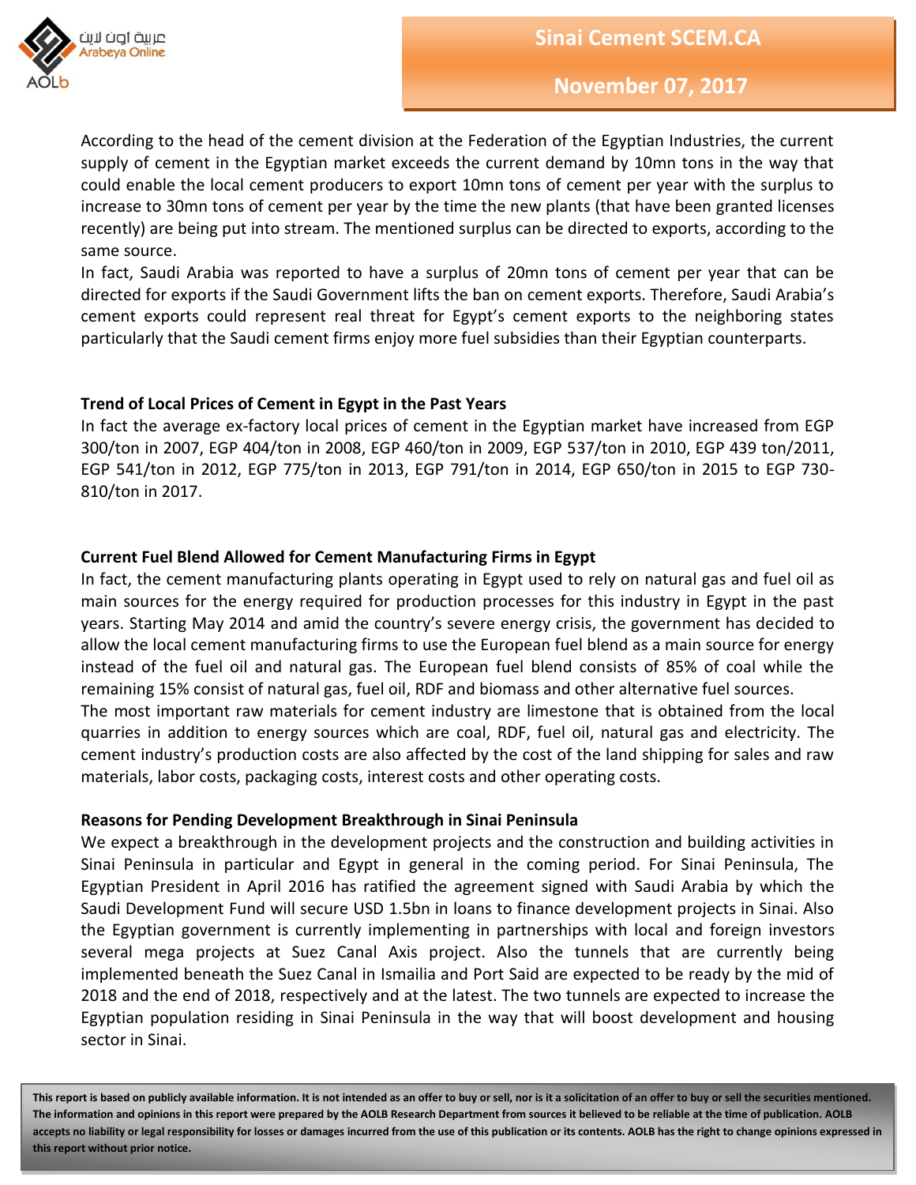According to the head of the cement division at the Federation of the Egyptian Industries, the current supply of cement in the Egyptian market exceeds the current demand by 10mn tons in the way that could enable the local cement producers to export 10mn tons of cement per year with the surplus to increase to 30mn tons of cement per year by the time the new plants (that have been granted licenses recently) are being put into stream. The mentioned surplus can be directed to exports, according to the same source.

In fact, Saudi Arabia was reported to have a surplus of 20mn tons of cement per year that can be directed for exports if the Saudi Government lifts the ban on cement exports. Therefore, Saudi Arabia's cement exports could represent real threat for Egypt's cement exports to the neighboring states particularly that the Saudi cement firms enjoy more fuel subsidies than their Egyptian counterparts.

**Trend of Local Prices of Cement in Egypt in the Past Years**

In fact the average ex-factory local prices of cement in the Egyptian market have increased from EGP 300/ton in 2007, EGP 404/ton in 2008, EGP 460/ton in 2009, EGP 537/ton in 2010, EGP 439 ton/2011, EGP 541/ton in 2012, EGP 775/ton in 2013, EGP 791/ton in 2014, EGP 650/ton in 2015 to EGP 730-810/ton in 2017.

**Current Fuel Blend Allowed for Cement Manufacturing Firms in Egypt**

In fact, the cement manufacturing plants operating in Egypt used to rely on natural gas and fuel oil as main sources for the energy required for production processes for this industry in Egypt in the past years. Starting May 2014 and amid the country's severe energy crisis, the government has decided to allow the local cement manufacturing firms to use the European fuel blend as a main source for energy instead of the fuel oil and natural gas. The European fuel blend consists of 85% of coal while the remaining 15% consist of natural gas, fuel oil, RDF and biomass and other alternative fuel sources.

The most important raw materials for cement industry are limestone that is obtained from the local quarries in addition to energy sources which are coal, RDF, fuel oil, natural gas and electricity. The cement industry's production costs are also affected by the cost of the land shipping for sales and raw materials, labor costs, packaging costs, interest costs and other operating costs.

**Reasons for Pending Development Breakthrough in Sinai Peninsula**

We expect a breakthrough in the development projects and the construction and building activities in Sinai Peninsula in particular and Egypt in general in the coming period. For Sinai Peninsula, The Egyptian President in April 2016 has ratified the agreement signed with Saudi Arabia by which the Saudi Development Fund will secure USD 1.5bn in loans to finance development projects in Sinai. Also the Egyptian government is currently implementing in partnerships with local and foreign investors several mega projects at Suez Canal Axis project. Also the tunnels that are currently being implemented beneath the Suez Canal in Ismailia and Port Said are expected to be ready by the mid of 2018 and the end of 2018, respectively and at the latest. The two tunnels are expected to increase the Egyptian population residing in Sinai Peninsula in the way that will boost development and housing sector in Sinai.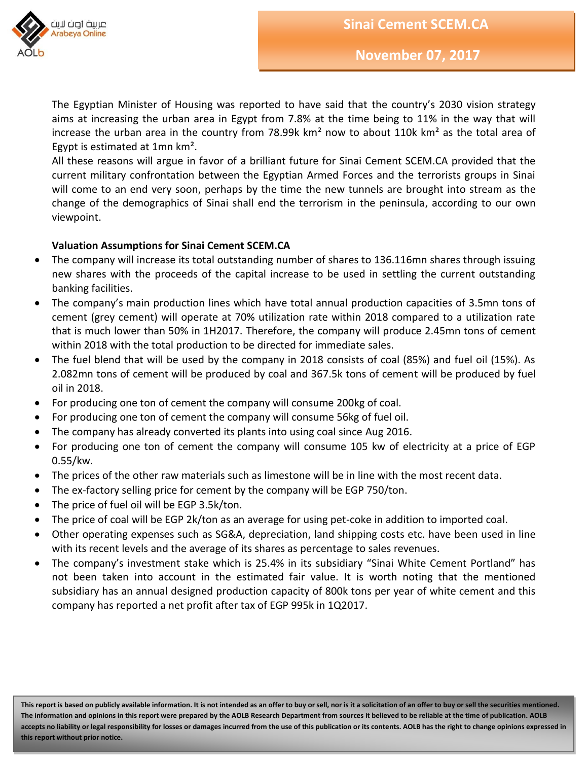The Egyptian Minister of Housing was reported to have said that the country's 2030 vision strategy aims at increasing the urban area in Egypt from 7.8% at the time being to 11% in the way that will increase the urban area in the country from 78.99k km² now to about 110k km² as the total area of Egypt is estimated at 1mn km².

All these reasons will argue in favor of a brilliant future for Sinai Cement SCEM.CA provided that the current military confrontation between the Egyptian Armed Forces and the terrorists groups in Sinai will come to an end very soon, perhaps by the time the new tunnels are brought into stream as the change of the demographics of Sinai shall end the terrorism in the peninsula, according to our own viewpoint.

**Valuation Assumptions for Sinai Cement SCEM.CA**

- The company will increase its total outstanding number of shares to 136.116mn shares through issuing new shares with the proceeds of the capital increase to be used in settling the current outstanding banking facilities.
- The company's main production lines which have total annual production capacities of 3.5mn tons of cement (grey cement) will operate at 70% utilization rate within 2018 compared to a utilization rate that is much lower than 50% in 1H2017. Therefore, the company will produce 2.45mn tons of cement within 2018 with the total production to be directed for immediate sales.
- The fuel blend that will be used by the company in 2018 consists of coal (85%) and fuel oil (15%). As 2.082mn tons of cement will be produced by coal and 367.5k tons of cement will be produced by fuel oil in 2018.
- For producing one ton of cement the company will consume 200kg of coal.
- For producing one ton of cement the company will consume 56kg of fuel oil.
- The company has already converted its plants into using coal since Aug 2016.
- For producing one ton of cement the company will consume 105 kw of electricity at a price of EGP 0.55/kw.
- The prices of the other raw materials such as limestone will be in line with the most recent data.
- The ex-factory selling price for cement by the company will be EGP 750/ton.
- The price of fuel oil will be EGP 3.5k/ton.
- The price of coal will be EGP 2k/ton as an average for using pet-coke in addition to imported coal.
- Other operating expenses such as SG&A, depreciation, land shipping costs etc. have been used in line with its recent levels and the average of its shares as percentage to sales revenues.
- The company's investment stake which is 25.4% in its subsidiary "Sinai White Cement Portland" has not been taken into account in the estimated fair value. It is worth noting that the mentioned subsidiary has an annual designed production capacity of 800k tons per year of white cement and this company has reported a net profit after tax of EGP 995k in 1Q2017.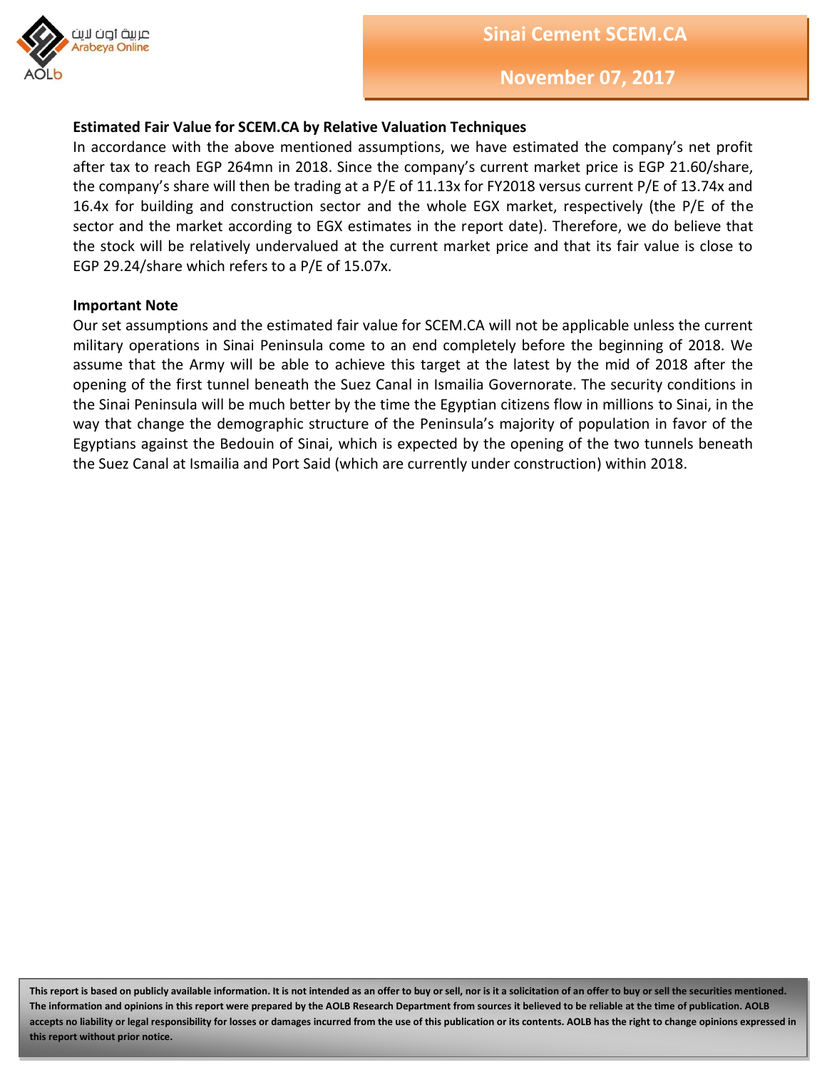### Estimated Fair Value for SCEM.CA by Relative Valuation Techniques

In accordance with the above mentioned assumptions, we have estimated the company's net profit after tax to reach EGP 264mn in 2018. Since the company's current market price is EGP 21.60/share, the company's share will then be trading at a P/E of 11.13x for FY2018 versus current P/E of 13.74x and 16.4x for building and construction sector and the whole EGX market, respectively (the P/E of the sector and the market according to EGX estimates in the report date). Therefore, we do believe that the stock will be relatively undervalued at the current market price and that its fair value is close to EGP 29.24/share which refers to a P/E of 15.07x.

### Important Note

Our set assumptions and the estimated fair value for SCEM.CA will not be applicable unless the current military operations in Sinai Peninsula come to an end completely before the beginning of 2018. We assume that the Army will be able to achieve this target at the latest by the mid of 2018 after the opening of the first tunnel beneath the Suez Canal in Ismailia Governorate. The security conditions in the Sinai Peninsula will be much better by the time the Egyptian citizens flow in millions to Sinai, in the way that change the demographic structure of the Peninsula's majority of population in favor of the Egyptians against the Bedouin of Sinai, which is expected by the opening of the two tunnels beneath the Suez Canal at Ismailia and Port Said (which are currently under construction) within 2018.

**This report is based on publicly available information. It is not intended as an offer to buy or sell, nor is it a solicitation of an offer to buy or sell the securities mentioned. The information and opinions in this report were prepared by the AOLB Research Department from sources it believed to be reliable at the time of publication. AOLB accepts no liability or legal responsibility for losses or damages incurred from the use of this publication or its contents. AOLB has the right to change opinions expressed in this report without prior notice.**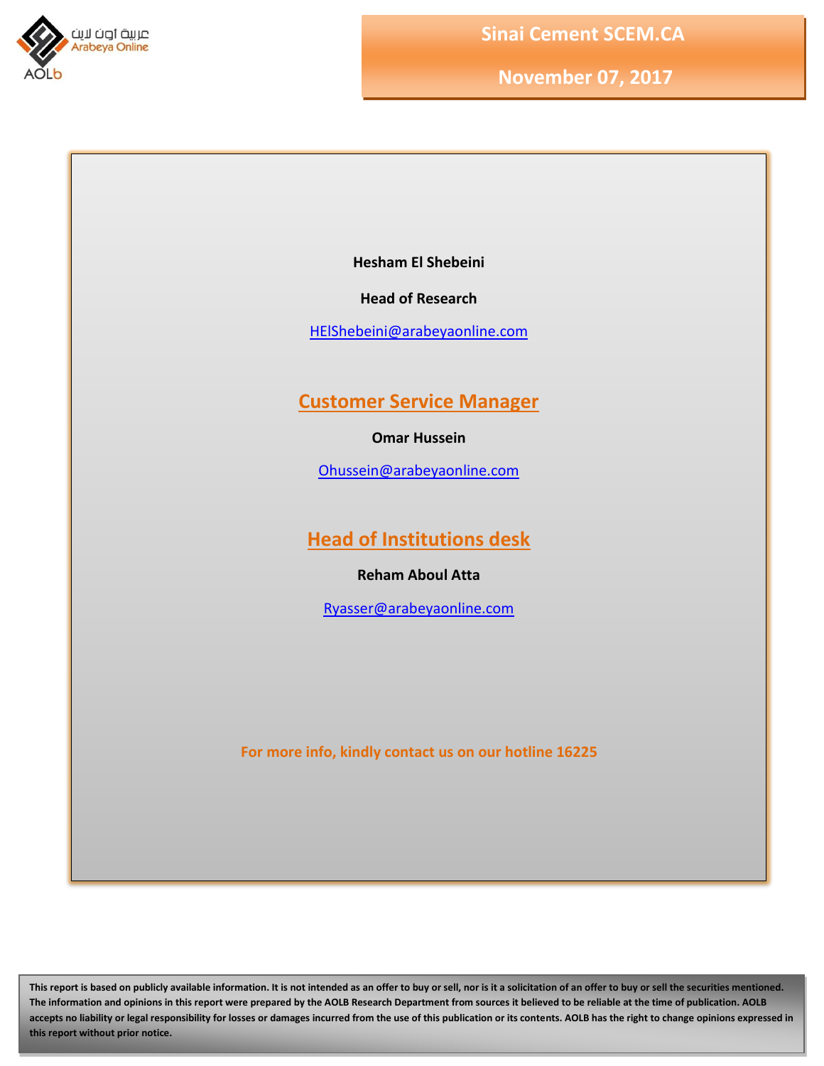**Hesham El Shebeini**

**Head of Research**

HElShebeini@arabeyaonline.com

## Customer Service Manager

**Omar Hussein**

Ohussein@arabeyaonline.com

## Head of Institutions desk

**Reham Aboul Atta**

Ryasser@arabeyaonline.com

**For more info, kindly contact us on our hotline 16225**

**This report is based on publicly available information. It is not intended as an offer to buy or sell, nor is it a solicitation of an offer to buy or sell the securities mentioned. The information and opinions in this report were prepared by the AOLB Research Department from sources it believed to be reliable at the time of publication. AOLB accepts no liability or legal responsibility for losses or damages incurred from the use of this publication or its contents. AOLB has the right to change opinions expressed in this report without prior notice.**